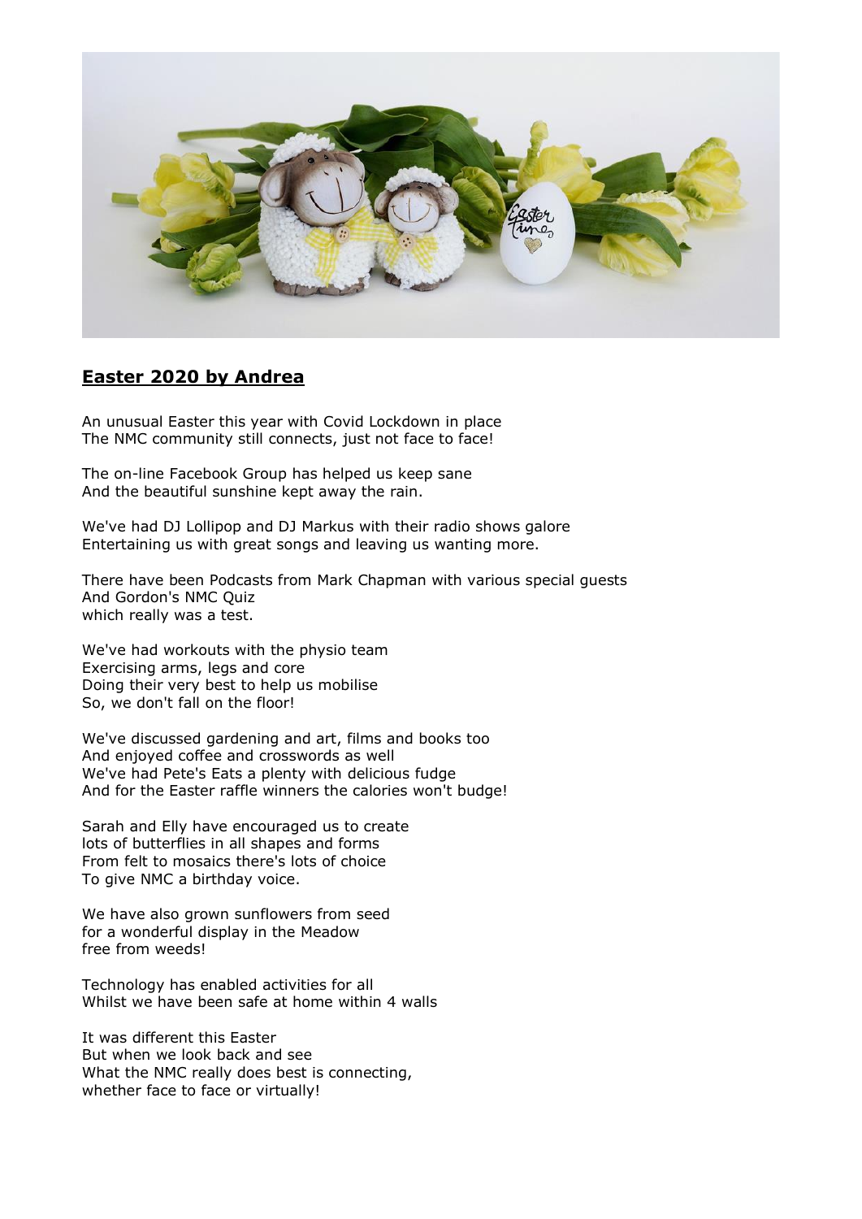## Easter 2020 by Andrea

An unusual Easter this year with Covid Lockdown in place
The NMC community still connects, just not face to face!

The on-line Facebook Group has helped us keep sane
And the beautiful sunshine kept away the rain.

We've had DJ Lollipop and DJ Markus with their radio shows galore
Entertaining us with great songs and leaving us wanting more.

There have been Podcasts from Mark Chapman with various special guests
And Gordon's NMC Quiz
which really was a test.

We've had workouts with the physio team
Exercising arms, legs and core
Doing their very best to help us mobilise
So, we don't fall on the floor!

We've discussed gardening and art, films and books too
And enjoyed coffee and crosswords as well
We've had Pete's Eats a plenty with delicious fudge
And for the Easter raffle winners the calories won't budge!

Sarah and Elly have encouraged us to create
lots of butterflies in all shapes and forms
From felt to mosaics there's lots of choice
To give NMC a birthday voice.

We have also grown sunflowers from seed
for a wonderful display in the Meadow
free from weeds!

Technology has enabled activities for all
Whilst we have been safe at home within 4 walls

It was different this Easter
But when we look back and see
What the NMC really does best is connecting,
whether face to face or virtually!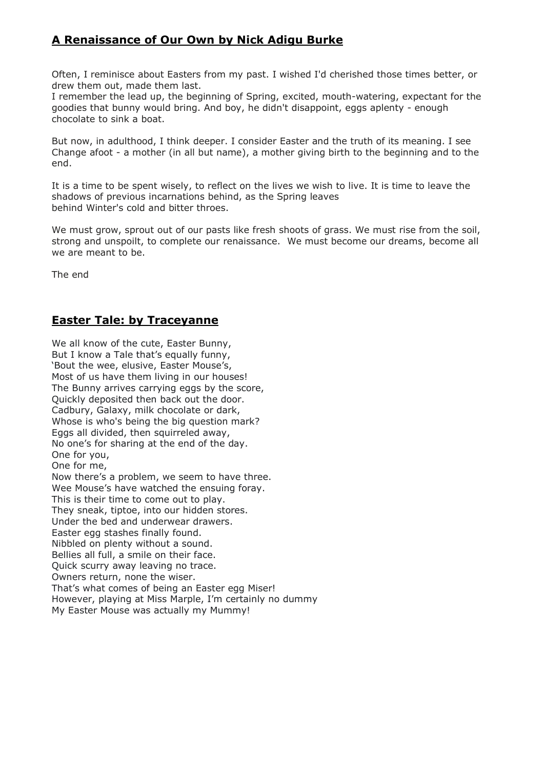## **A Renaissance of Our Own by Nick Adigu Burke**

Often, I reminisce about Easters from my past. I wished I'd cherished those times better, or drew them out, made them last.
I remember the lead up, the beginning of Spring, excited, mouth-watering, expectant for the goodies that bunny would bring. And boy, he didn't disappoint, eggs aplenty - enough chocolate to sink a boat.

But now, in adulthood, I think deeper. I consider Easter and the truth of its meaning. I see Change afoot - a mother (in all but name), a mother giving birth to the beginning and to the end.

It is a time to be spent wisely, to reflect on the lives we wish to live. It is time to leave the shadows of previous incarnations behind, as the Spring leaves
behind Winter's cold and bitter throes.

We must grow, sprout out of our pasts like fresh shoots of grass. We must rise from the soil, strong and unspoilt, to complete our renaissance. We must become our dreams, become all we are meant to be.

The end

## **Easter Tale: by Traceyanne**

We all know of the cute, Easter Bunny,
But I know a Tale that's equally funny,
'Bout the wee, elusive, Easter Mouse's,
Most of us have them living in our houses!
The Bunny arrives carrying eggs by the score,
Quickly deposited then back out the door.
Cadbury, Galaxy, milk chocolate or dark,
Whose is who's being the big question mark?
Eggs all divided, then squirreled away,
No one's for sharing at the end of the day.
One for you,
One for me,
Now there's a problem, we seem to have three.
Wee Mouse's have watched the ensuing foray.
This is their time to come out to play.
They sneak, tiptoe, into our hidden stores.
Under the bed and underwear drawers.
Easter egg stashes finally found.
Nibbled on plenty without a sound.
Bellies all full, a smile on their face.
Quick scurry away leaving no trace.
Owners return, none the wiser.
That's what comes of being an Easter egg Miser!
However, playing at Miss Marple, I'm certainly no dummy
My Easter Mouse was actually my Mummy!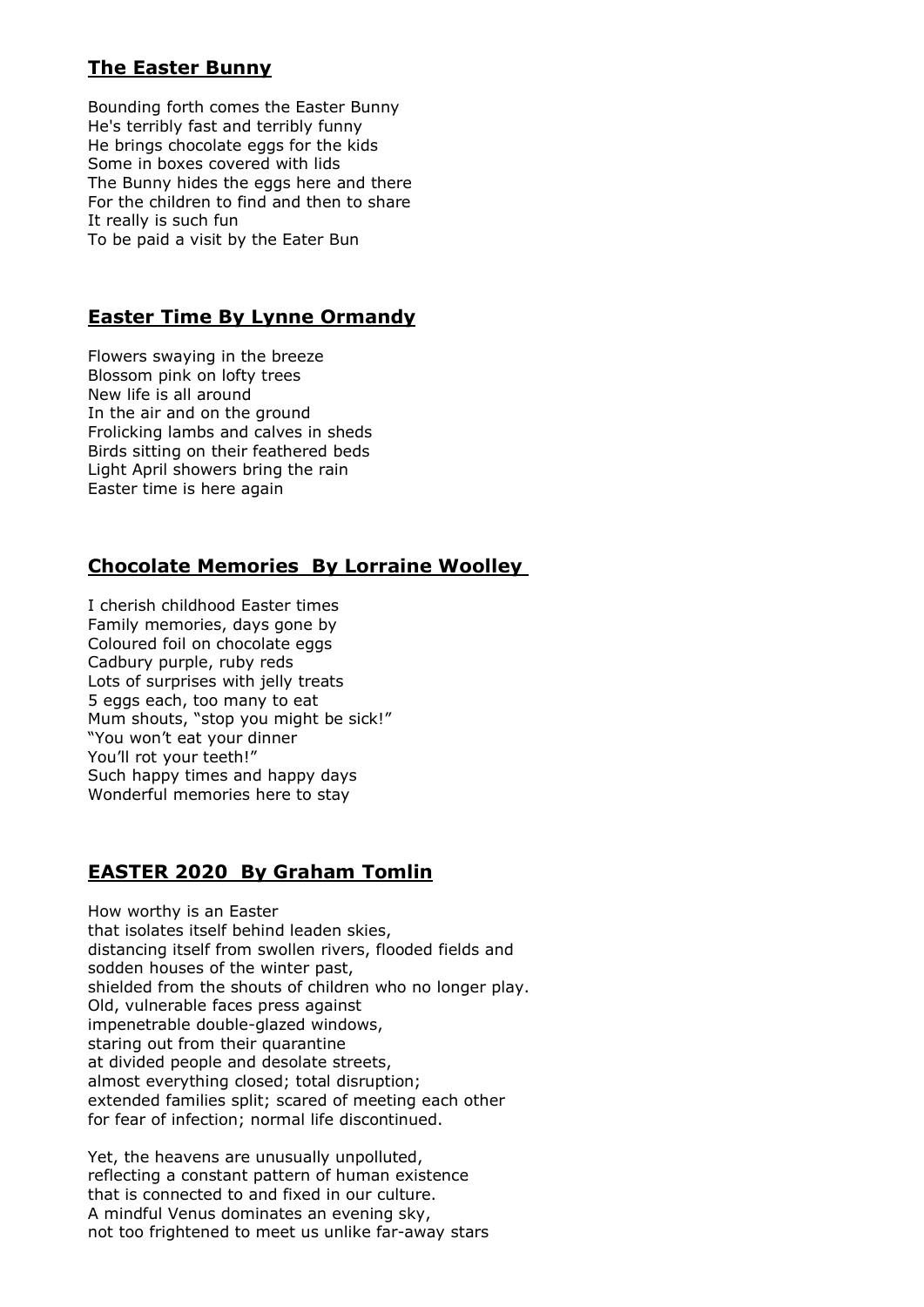## The Easter Bunny

Bounding forth comes the Easter Bunny  
He's terribly fast and terribly funny  
He brings chocolate eggs for the kids  
Some in boxes covered with lids  
The Bunny hides the eggs here and there  
For the children to find and then to share  
It really is such fun  
To be paid a visit by the Eater Bun

## Easter Time By Lynne Ormandy

Flowers swaying in the breeze  
Blossom pink on lofty trees  
New life is all around  
In the air and on the ground  
Frolicking lambs and calves in sheds  
Birds sitting on their feathered beds  
Light April showers bring the rain  
Easter time is here again

## Chocolate Memories By Lorraine Woolley

I cherish childhood Easter times  
Family memories, days gone by  
Coloured foil on chocolate eggs  
Cadbury purple, ruby reds  
Lots of surprises with jelly treats  
5 eggs each, too many to eat  
Mum shouts, "stop you might be sick!"  
"You won't eat your dinner  
You'll rot your teeth!"  
Such happy times and happy days  
Wonderful memories here to stay

## EASTER 2020 By Graham Tomlin

How worthy is an Easter  
that isolates itself behind leaden skies,  
distancing itself from swollen rivers, flooded fields and  
sodden houses of the winter past,  
shielded from the shouts of children who no longer play.  
Old, vulnerable faces press against  
impenetrable double-glazed windows,  
staring out from their quarantine  
at divided people and desolate streets,  
almost everything closed; total disruption;  
extended families split; scared of meeting each other  
for fear of infection; normal life discontinued.

Yet, the heavens are unusually unpolluted,  
reflecting a constant pattern of human existence  
that is connected to and fixed in our culture.  
A mindful Venus dominates an evening sky,  
not too frightened to meet us unlike far-away stars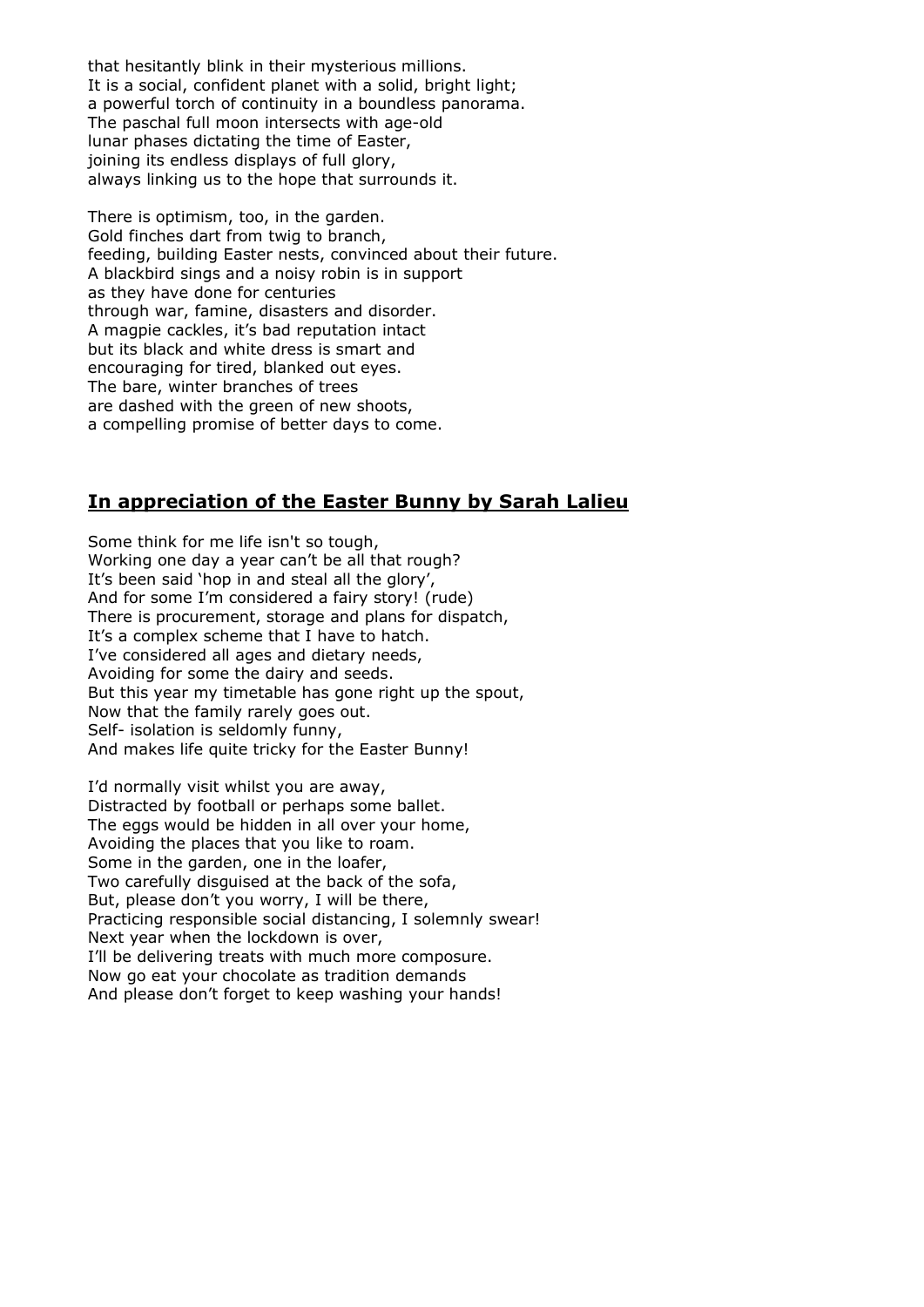that hesitantly blink in their mysterious millions.
It is a social, confident planet with a solid, bright light;
a powerful torch of continuity in a boundless panorama.
The paschal full moon intersects with age-old
lunar phases dictating the time of Easter,
joining its endless displays of full glory,
always linking us to the hope that surrounds it.

There is optimism, too, in the garden.
Gold finches dart from twig to branch,
feeding, building Easter nests, convinced about their future.
A blackbird sings and a noisy robin is in support
as they have done for centuries
through war, famine, disasters and disorder.
A magpie cackles, it's bad reputation intact
but its black and white dress is smart and
encouraging for tired, blanked out eyes.
The bare, winter branches of trees
are dashed with the green of new shoots,
a compelling promise of better days to come.

## **In appreciation of the Easter Bunny by Sarah Lalieu**

Some think for me life isn't so tough,
Working one day a year can't be all that rough?
It's been said 'hop in and steal all the glory',
And for some I'm considered a fairy story! (rude)
There is procurement, storage and plans for dispatch,
It's a complex scheme that I have to hatch.
I've considered all ages and dietary needs,
Avoiding for some the dairy and seeds.
But this year my timetable has gone right up the spout,
Now that the family rarely goes out.
Self- isolation is seldomly funny,
And makes life quite tricky for the Easter Bunny!

I'd normally visit whilst you are away,
Distracted by football or perhaps some ballet.
The eggs would be hidden in all over your home,
Avoiding the places that you like to roam.
Some in the garden, one in the loafer,
Two carefully disguised at the back of the sofa,
But, please don't you worry, I will be there,
Practicing responsible social distancing, I solemnly swear!
Next year when the lockdown is over,
I'll be delivering treats with much more composure.
Now go eat your chocolate as tradition demands
And please don't forget to keep washing your hands!